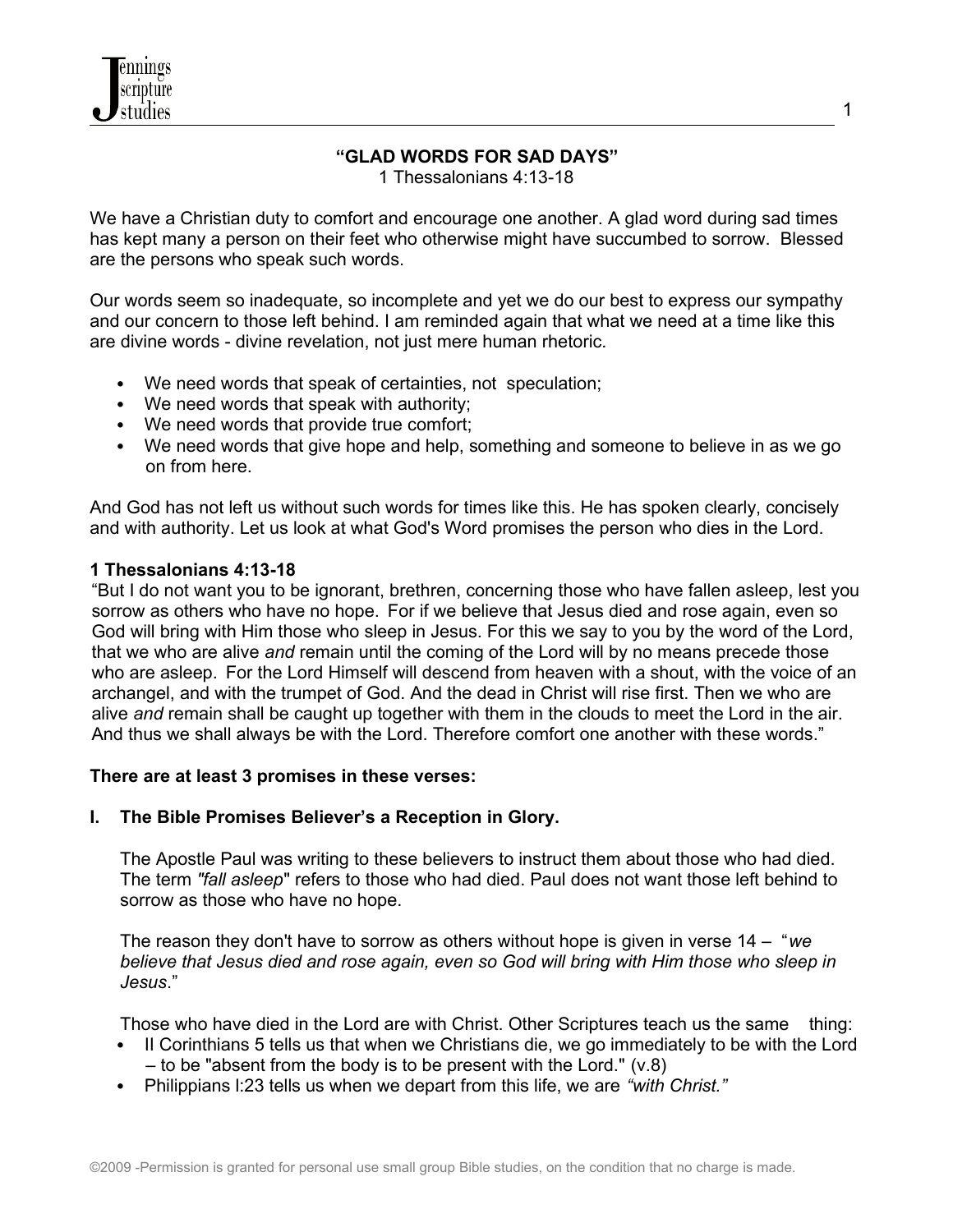# "GLAD WORDS FOR SAD DAYS"

1 Thessalonians 4:13-18

We have a Christian duty to comfort and encourage one another. A glad word during sad times has kept many a person on their feet who otherwise might have succumbed to sorrow. Blessed are the persons who speak such words.

Our words seem so inadequate, so incomplete and yet we do our best to express our sympathy and our concern to those left behind. I am reminded again that what we need at a time like this are divine words - divine revelation, not just mere human rhetoric.

- We need words that speak of certainties, not speculation;
- We need words that speak with authority;
- We need words that provide true comfort;
- We need words that give hope and help, something and someone to believe in as we go on from here.

And God has not left us without such words for times like this. He has spoken clearly, concisely and with authority. Let us look at what God's Word promises the person who dies in the Lord.

**1 Thessalonians 4:13-18**

"But I do not want you to be ignorant, brethren, concerning those who have fallen asleep, lest you sorrow as others who have no hope. For if we believe that Jesus died and rose again, even so God will bring with Him those who sleep in Jesus. For this we say to you by the word of the Lord, that we who are alive *and* remain until the coming of the Lord will by no means precede those who are asleep. For the Lord Himself will descend from heaven with a shout, with the voice of an archangel, and with the trumpet of God. And the dead in Christ will rise first. Then we who are alive *and* remain shall be caught up together with them in the clouds to meet the Lord in the air. And thus we shall always be with the Lord. Therefore comfort one another with these words."

**There are at least 3 promises in these verses:**

## I. The Bible Promises Believer's a Reception in Glory.

The Apostle Paul was writing to these believers to instruct them about those who had died. The term *"fall asleep"* refers to those who had died. Paul does not want those left behind to sorrow as those who have no hope.

The reason they don't have to sorrow as others without hope is given in verse 14 – "*we believe that Jesus died and rose again, even so God will bring with Him those who sleep in Jesus*."

Those who have died in the Lord are with Christ. Other Scriptures teach us the same thing:

- II Corinthians 5 tells us that when we Christians die, we go immediately to be with the Lord – to be "absent from the body is to be present with the Lord." (v.8)
- Philippians l:23 tells us when we depart from this life, we are *"with Christ."*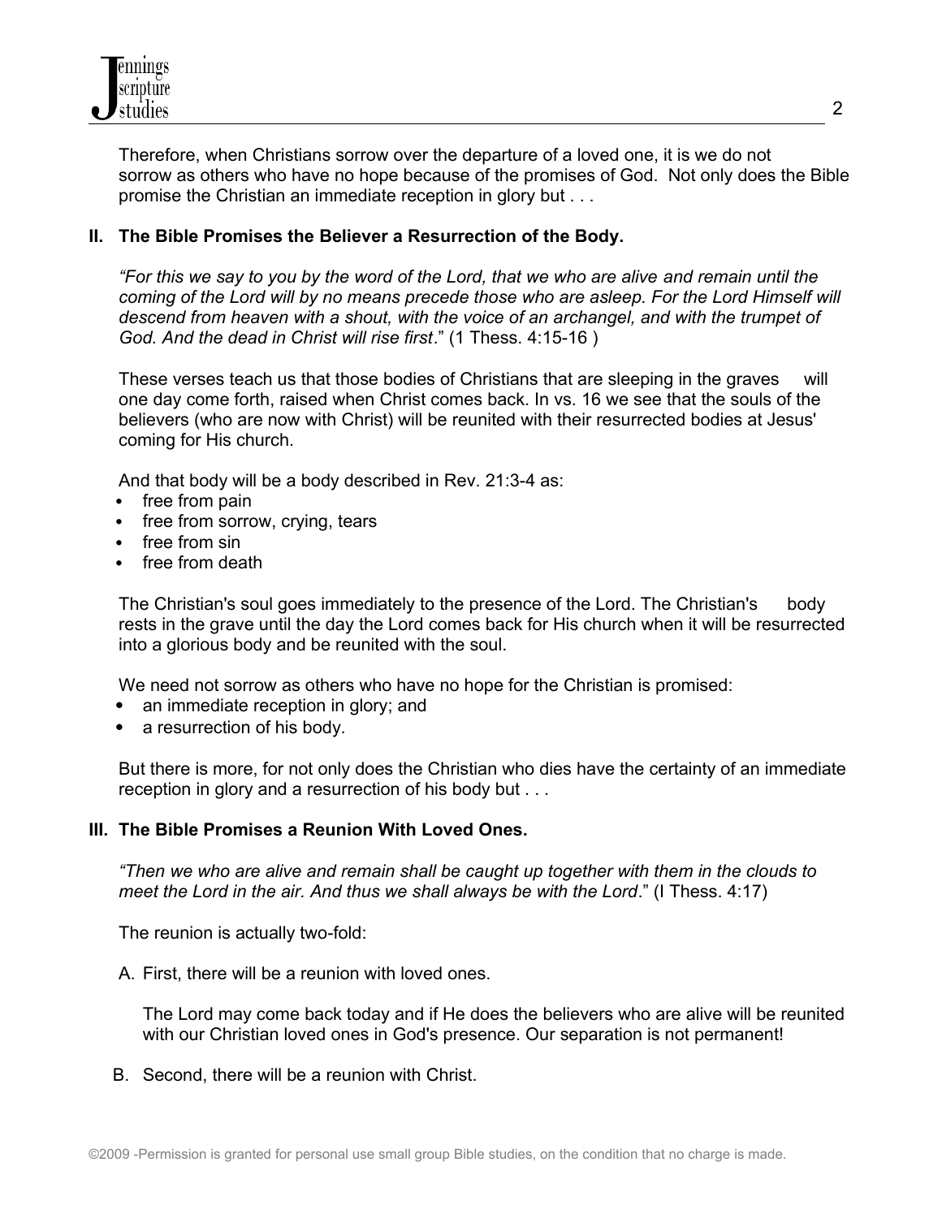Therefore, when Christians sorrow over the departure of a loved one, it is we do not sorrow as others who have no hope because of the promises of God. Not only does the Bible promise the Christian an immediate reception in glory but . . .

### II. The Bible Promises the Believer a Resurrection of the Body.

*"For this we say to you by the word of the Lord, that we who are alive and remain until the coming of the Lord will by no means precede those who are asleep. For the Lord Himself will descend from heaven with a shout, with the voice of an archangel, and with the trumpet of God. And the dead in Christ will rise first*." (1 Thess. 4:15-16 )

These verses teach us that those bodies of Christians that are sleeping in the graves will one day come forth, raised when Christ comes back. In vs. 16 we see that the souls of the believers (who are now with Christ) will be reunited with their resurrected bodies at Jesus' coming for His church.

And that body will be a body described in Rev. 21:3-4 as:

- free from pain
- free from sorrow, crying, tears
- free from sin
- free from death

The Christian's soul goes immediately to the presence of the Lord. The Christian's body rests in the grave until the day the Lord comes back for His church when it will be resurrected into a glorious body and be reunited with the soul.

We need not sorrow as others who have no hope for the Christian is promised:

- an immediate reception in glory; and
- a resurrection of his body.

But there is more, for not only does the Christian who dies have the certainty of an immediate reception in glory and a resurrection of his body but . . .

### III. The Bible Promises a Reunion With Loved Ones.

*"Then we who are alive and remain shall be caught up together with them in the clouds to meet the Lord in the air. And thus we shall always be with the Lord*." (I Thess. 4:17)

The reunion is actually two-fold:

A. First, there will be a reunion with loved ones.

The Lord may come back today and if He does the believers who are alive will be reunited with our Christian loved ones in God's presence. Our separation is not permanent!

B. Second, there will be a reunion with Christ.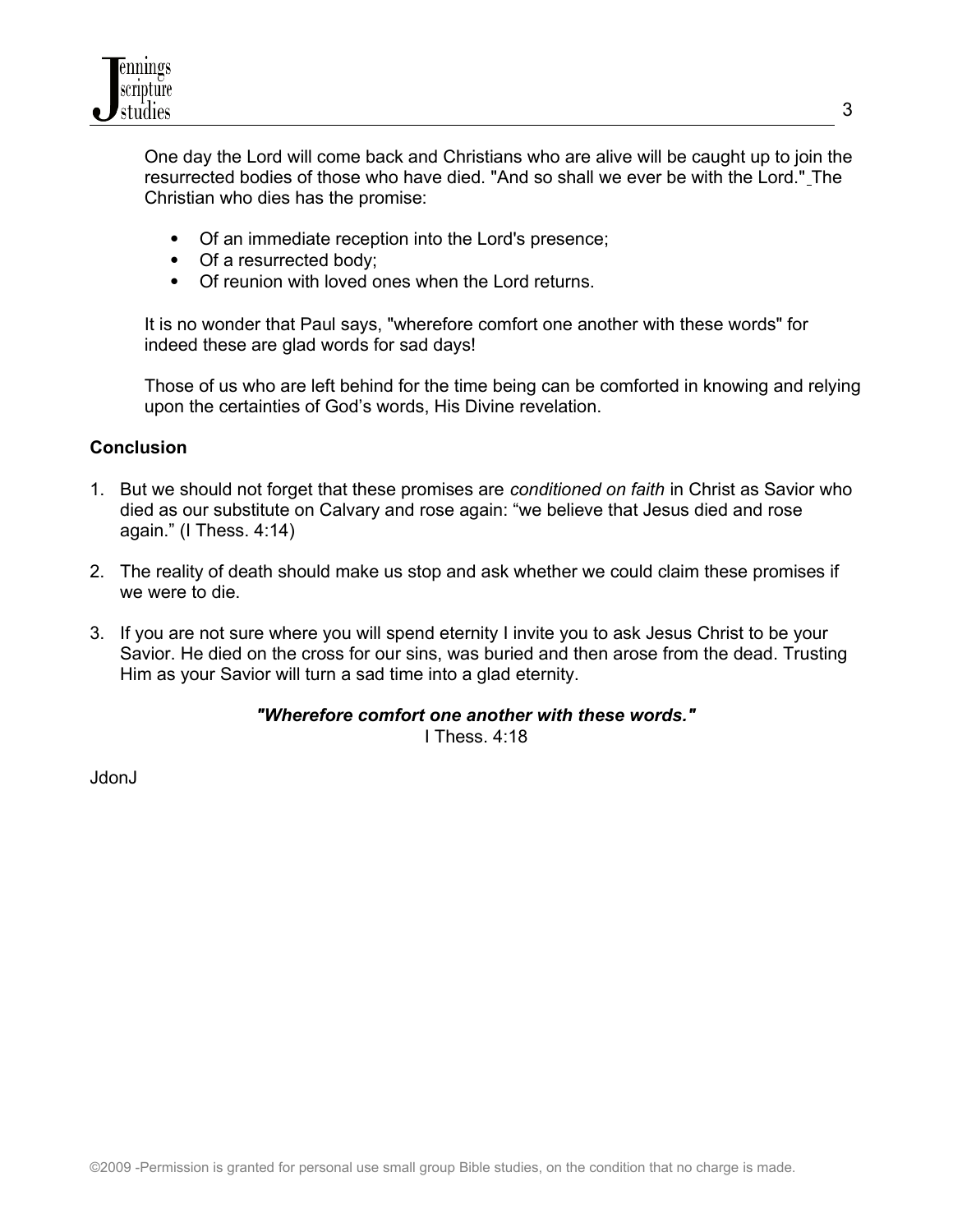One day the Lord will come back and Christians who are alive will be caught up to join the resurrected bodies of those who have died. "And so shall we ever be with the Lord." The Christian who dies has the promise:

- Of an immediate reception into the Lord's presence;
- Of a resurrected body;
- Of reunion with loved ones when the Lord returns.

It is no wonder that Paul says, "wherefore comfort one another with these words" for indeed these are glad words for sad days!

Those of us who are left behind for the time being can be comforted in knowing and relying upon the certainties of God's words, His Divine revelation.

**Conclusion**

1. But we should not forget that these promises are *conditioned on faith* in Christ as Savior who died as our substitute on Calvary and rose again: "we believe that Jesus died and rose again." (I Thess. 4:14)

2. The reality of death should make us stop and ask whether we could claim these promises if we were to die.

3. If you are not sure where you will spend eternity I invite you to ask Jesus Christ to be your Savior. He died on the cross for our sins, was buried and then arose from the dead. Trusting Him as your Savior will turn a sad time into a glad eternity.

***"Wherefore comfort one another with these words."***
I Thess. 4:18

JdonJ

©2009 -Permission is granted for personal use small group Bible studies, on the condition that no charge is made.